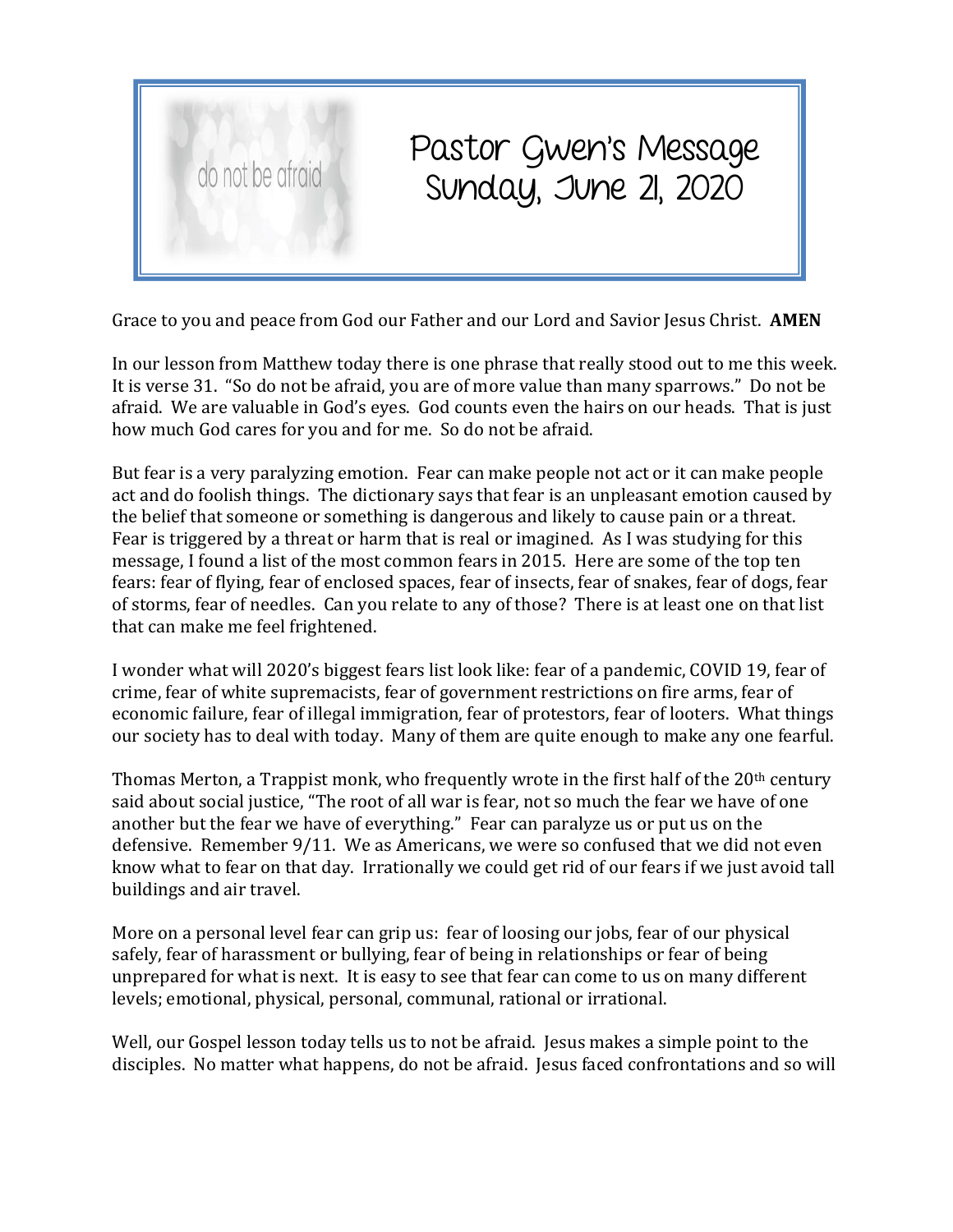# Pastor Gwen's Message
## Sunday, June 21, 2020

Grace to you and peace from God our Father and our Lord and Savior Jesus Christ. **AMEN**

In our lesson from Matthew today there is one phrase that really stood out to me this week. It is verse 31. "So do not be afraid, you are of more value than many sparrows." Do not be afraid. We are valuable in God's eyes. God counts even the hairs on our heads. That is just how much God cares for you and for me. So do not be afraid.

But fear is a very paralyzing emotion. Fear can make people not act or it can make people act and do foolish things. The dictionary says that fear is an unpleasant emotion caused by the belief that someone or something is dangerous and likely to cause pain or a threat. Fear is triggered by a threat or harm that is real or imagined. As I was studying for this message, I found a list of the most common fears in 2015. Here are some of the top ten fears: fear of flying, fear of enclosed spaces, fear of insects, fear of snakes, fear of dogs, fear of storms, fear of needles. Can you relate to any of those? There is at least one on that list that can make me feel frightened.

I wonder what will 2020's biggest fears list look like: fear of a pandemic, COVID 19, fear of crime, fear of white supremacists, fear of government restrictions on fire arms, fear of economic failure, fear of illegal immigration, fear of protestors, fear of looters. What things our society has to deal with today. Many of them are quite enough to make any one fearful.

Thomas Merton, a Trappist monk, who frequently wrote in the first half of the 20th century said about social justice, "The root of all war is fear, not so much the fear we have of one another but the fear we have of everything." Fear can paralyze us or put us on the defensive. Remember 9/11. We as Americans, we were so confused that we did not even know what to fear on that day. Irrationally we could get rid of our fears if we just avoid tall buildings and air travel.

More on a personal level fear can grip us: fear of loosing our jobs, fear of our physical safely, fear of harassment or bullying, fear of being in relationships or fear of being unprepared for what is next. It is easy to see that fear can come to us on many different levels; emotional, physical, personal, communal, rational or irrational.

Well, our Gospel lesson today tells us to not be afraid. Jesus makes a simple point to the disciples. No matter what happens, do not be afraid. Jesus faced confrontations and so will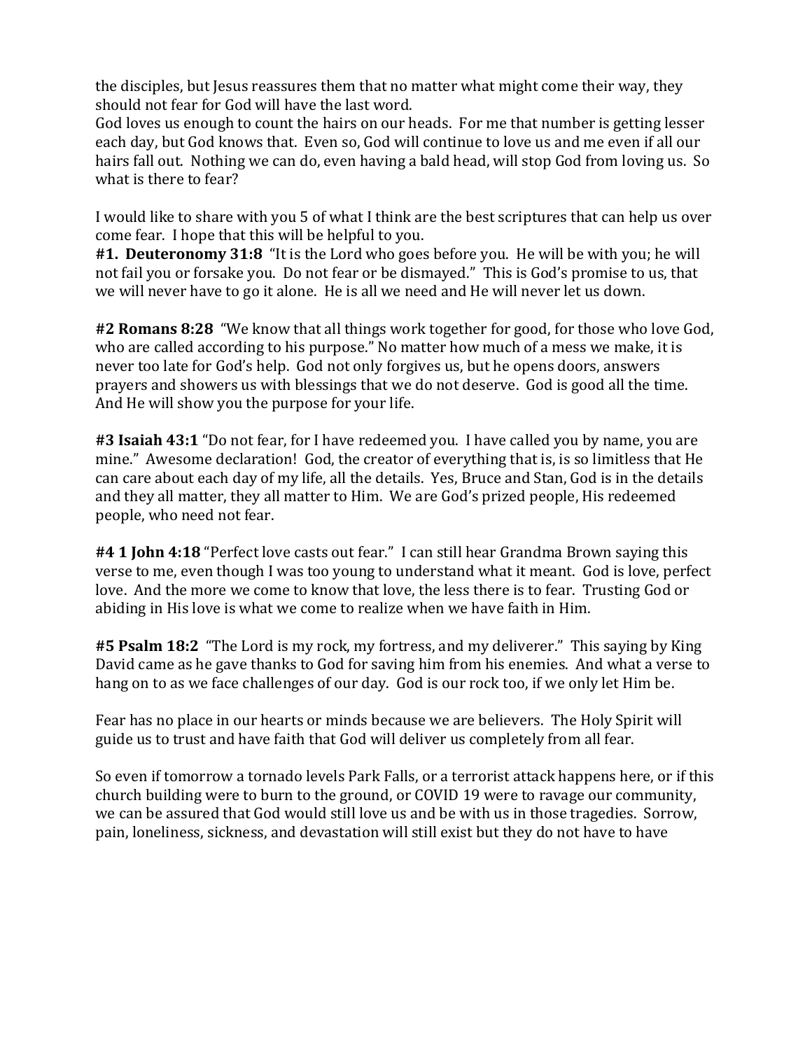the disciples, but Jesus reassures them that no matter what might come their way, they should not fear for God will have the last word.
God loves us enough to count the hairs on our heads. For me that number is getting lesser each day, but God knows that. Even so, God will continue to love us and me even if all our hairs fall out. Nothing we can do, even having a bald head, will stop God from loving us. So what is there to fear?

I would like to share with you 5 of what I think are the best scriptures that can help us over come fear. I hope that this will be helpful to you.
**#1. Deuteronomy 31:8** "It is the Lord who goes before you. He will be with you; he will not fail you or forsake you. Do not fear or be dismayed." This is God's promise to us, that we will never have to go it alone. He is all we need and He will never let us down.

**#2 Romans 8:28** "We know that all things work together for good, for those who love God, who are called according to his purpose." No matter how much of a mess we make, it is never too late for God's help. God not only forgives us, but he opens doors, answers prayers and showers us with blessings that we do not deserve. God is good all the time. And He will show you the purpose for your life.

**#3 Isaiah 43:1** "Do not fear, for I have redeemed you. I have called you by name, you are mine." Awesome declaration! God, the creator of everything that is, is so limitless that He can care about each day of my life, all the details. Yes, Bruce and Stan, God is in the details and they all matter, they all matter to Him. We are God's prized people, His redeemed people, who need not fear.

**#4 1 John 4:18** "Perfect love casts out fear." I can still hear Grandma Brown saying this verse to me, even though I was too young to understand what it meant. God is love, perfect love. And the more we come to know that love, the less there is to fear. Trusting God or abiding in His love is what we come to realize when we have faith in Him.

**#5 Psalm 18:2** "The Lord is my rock, my fortress, and my deliverer." This saying by King David came as he gave thanks to God for saving him from his enemies. And what a verse to hang on to as we face challenges of our day. God is our rock too, if we only let Him be.

Fear has no place in our hearts or minds because we are believers. The Holy Spirit will guide us to trust and have faith that God will deliver us completely from all fear.

So even if tomorrow a tornado levels Park Falls, or a terrorist attack happens here, or if this church building were to burn to the ground, or COVID 19 were to ravage our community, we can be assured that God would still love us and be with us in those tragedies. Sorrow, pain, loneliness, sickness, and devastation will still exist but they do not have to have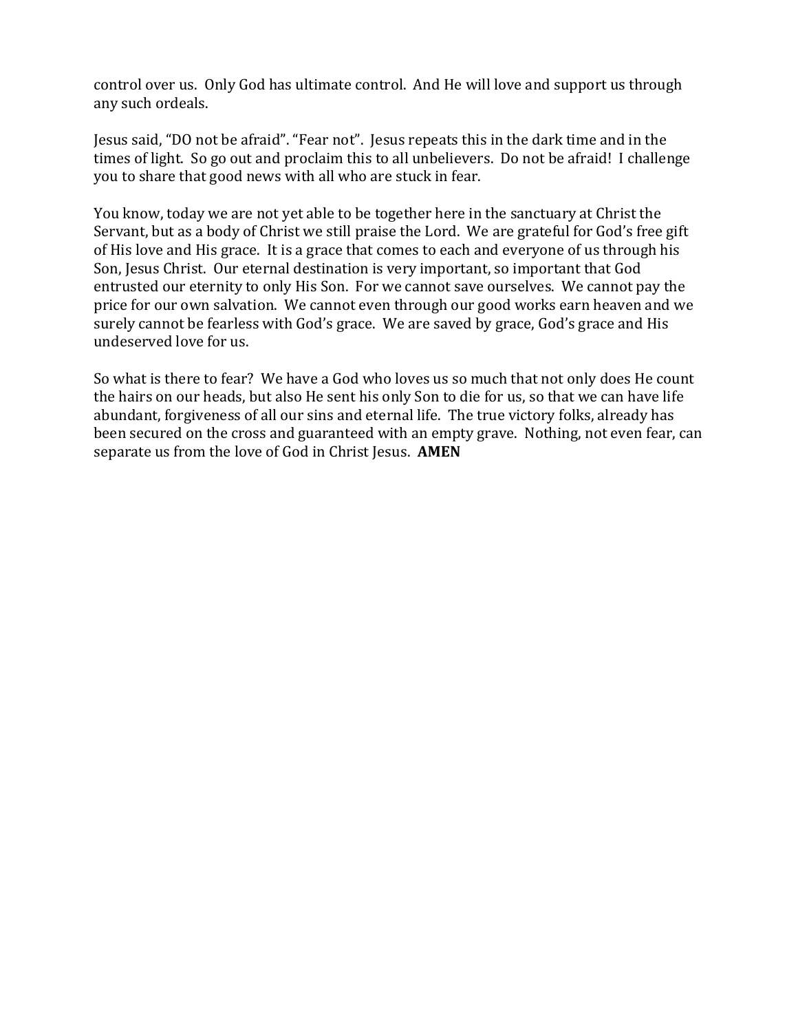control over us. Only God has ultimate control. And He will love and support us through any such ordeals.

Jesus said, “DO not be afraid”. “Fear not”. Jesus repeats this in the dark time and in the times of light. So go out and proclaim this to all unbelievers. Do not be afraid! I challenge you to share that good news with all who are stuck in fear.

You know, today we are not yet able to be together here in the sanctuary at Christ the Servant, but as a body of Christ we still praise the Lord. We are grateful for God’s free gift of His love and His grace. It is a grace that comes to each and everyone of us through his Son, Jesus Christ. Our eternal destination is very important, so important that God entrusted our eternity to only His Son. For we cannot save ourselves. We cannot pay the price for our own salvation. We cannot even through our good works earn heaven and we surely cannot be fearless with God’s grace. We are saved by grace, God’s grace and His undeserved love for us.

So what is there to fear? We have a God who loves us so much that not only does He count the hairs on our heads, but also He sent his only Son to die for us, so that we can have life abundant, forgiveness of all our sins and eternal life. The true victory folks, already has been secured on the cross and guaranteed with an empty grave. Nothing, not even fear, can separate us from the love of God in Christ Jesus. **AMEN**